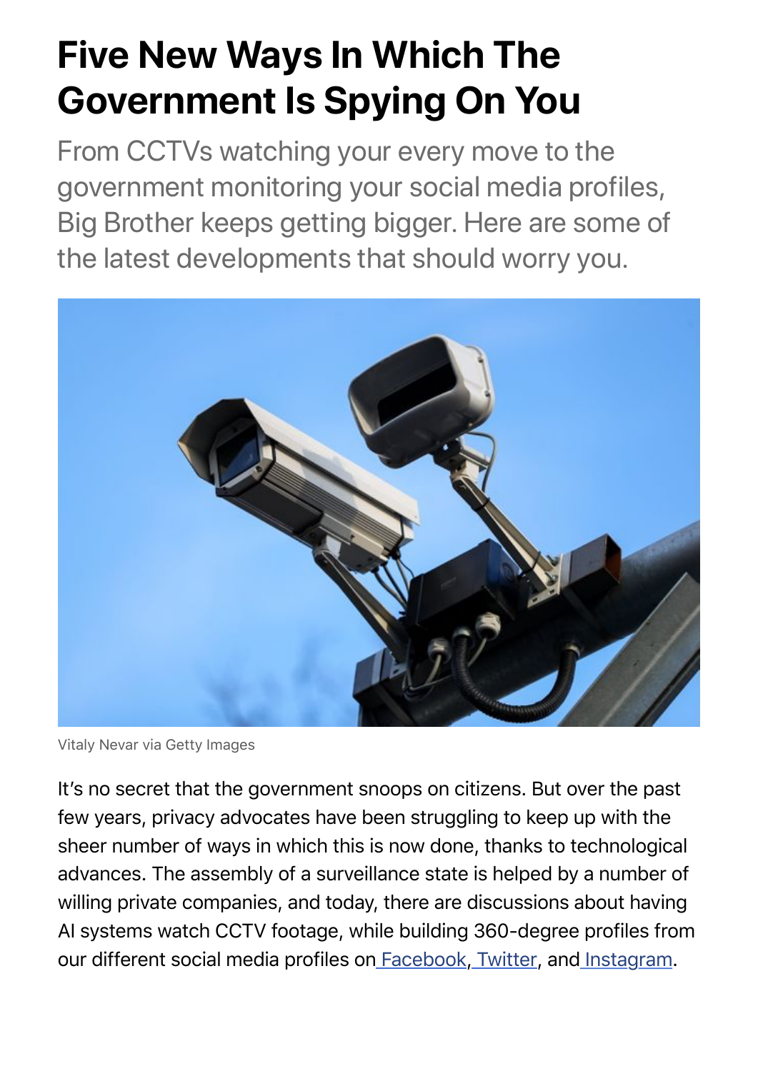# Five New Ways In Which The Government Is Spying On You

From CCTVs watching your every move to the government monitoring your social media profiles, Big Brother keeps getting bigger. Here are some of the latest developments that should worry you.

Vitaly Nevar via Getty Images

It's no secret that the government snoops on citizens. But over the past few years, privacy advocates have been struggling to keep up with the sheer number of ways in which this is now done, thanks to technological advances. The assembly of a surveillance state is helped by a number of willing private companies, and today, there are discussions about having AI systems watch CCTV footage, while building 360-degree profiles from our different social media profiles on Facebook, Twitter, and Instagram.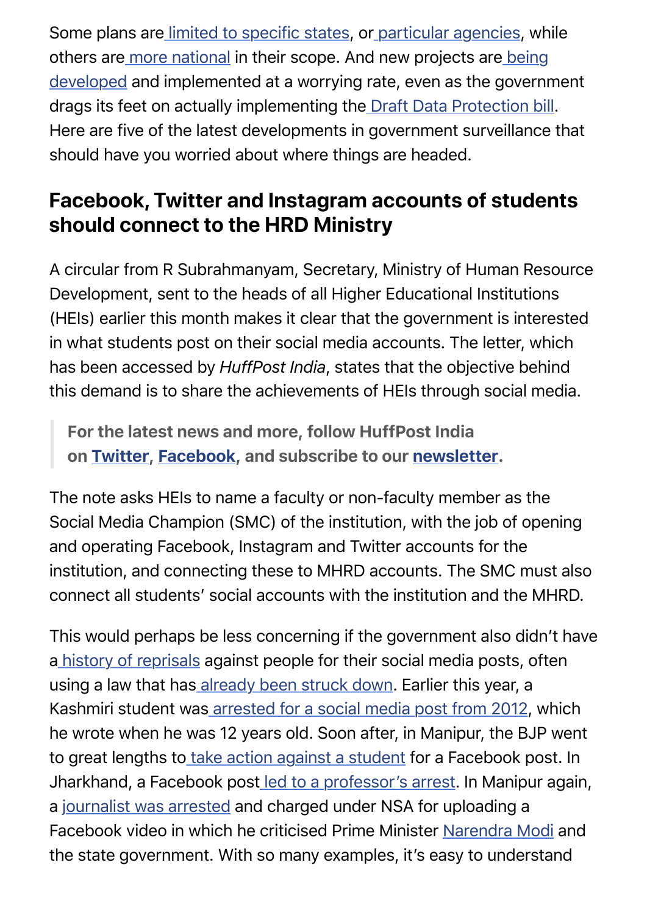Some plans are limited to specific states, or particular agencies, while others are more national in their scope. And new projects are being developed and implemented at a worrying rate, even as the government drags its feet on actually implementing the Draft Data Protection bill. Here are five of the latest developments in government surveillance that should have you worried about where things are headed.

## Facebook, Twitter and Instagram accounts of students should connect to the HRD Ministry

A circular from R Subrahmanyam, Secretary, Ministry of Human Resource Development, sent to the heads of all Higher Educational Institutions (HEIs) earlier this month makes it clear that the government is interested in what students post on their social media accounts. The letter, which has been accessed by *HuffPost India*, states that the objective behind this demand is to share the achievements of HEIs through social media.

> **For the latest news and more, follow HuffPost India on Twitter, Facebook, and subscribe to our newsletter.**

The note asks HEIs to name a faculty or non-faculty member as the Social Media Champion (SMC) of the institution, with the job of opening and operating Facebook, Instagram and Twitter accounts for the institution, and connecting these to MHRD accounts. The SMC must also connect all students' social accounts with the institution and the MHRD.

This would perhaps be less concerning if the government also didn't have a history of reprisals against people for their social media posts, often using a law that has already been struck down. Earlier this year, a Kashmiri student was arrested for a social media post from 2012, which he wrote when he was 12 years old. Soon after, in Manipur, the BJP went to great lengths to take action against a student for a Facebook post. In Jharkhand, a Facebook post led to a professor's arrest. In Manipur again, a journalist was arrested and charged under NSA for uploading a Facebook video in which he criticised Prime Minister Narendra Modi and the state government. With so many examples, it's easy to understand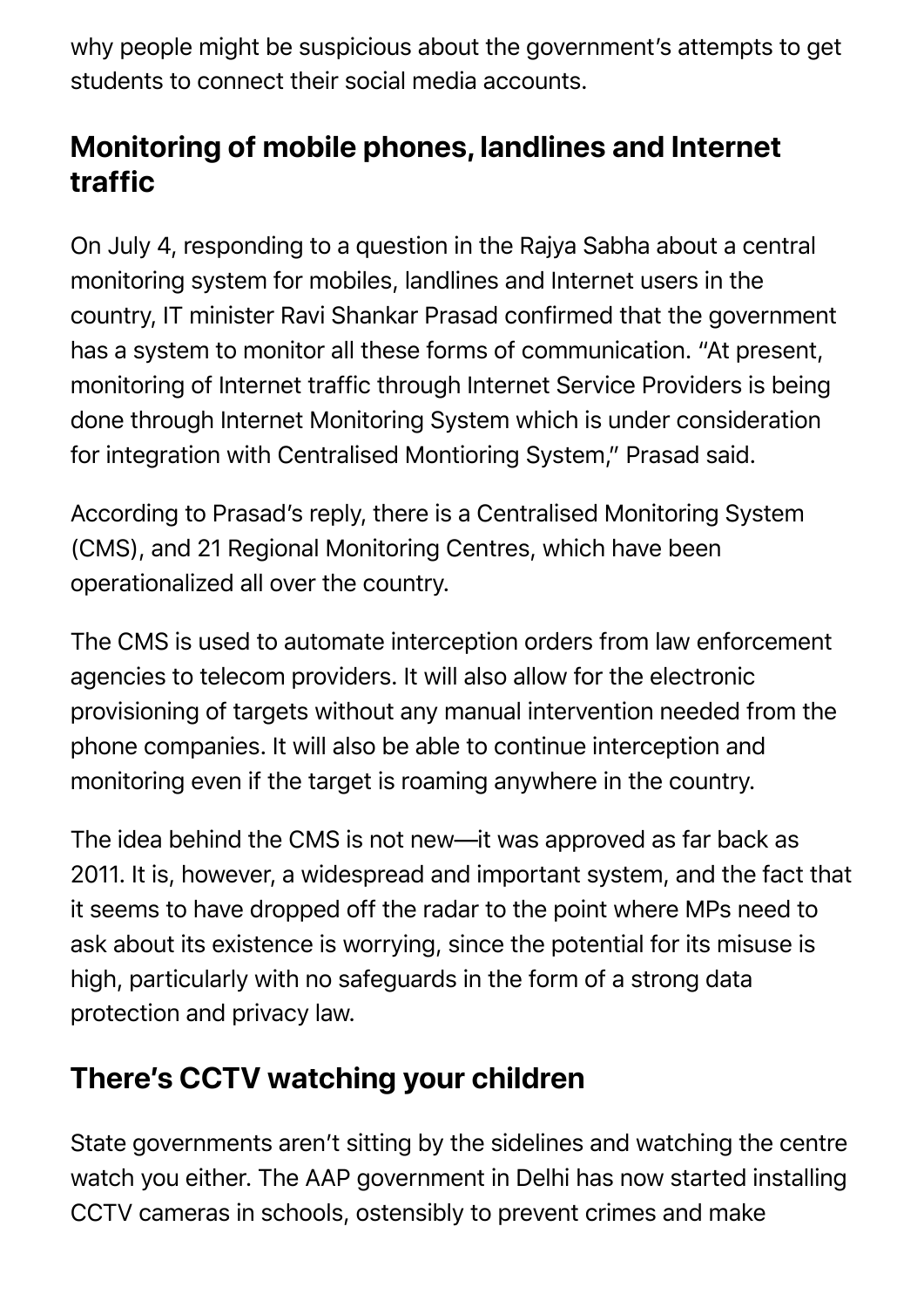why people might be suspicious about the government's attempts to get students to connect their social media accounts.

## Monitoring of mobile phones, landlines and Internet traffic

On July 4, responding to a question in the Rajya Sabha about a central monitoring system for mobiles, landlines and Internet users in the country, IT minister Ravi Shankar Prasad confirmed that the government has a system to monitor all these forms of communication. "At present, monitoring of Internet traffic through Internet Service Providers is being done through Internet Monitoring System which is under consideration for integration with Centralised Montioring System," Prasad said.

According to Prasad's reply, there is a Centralised Monitoring System (CMS), and 21 Regional Monitoring Centres, which have been operationalized all over the country.

The CMS is used to automate interception orders from law enforcement agencies to telecom providers. It will also allow for the electronic provisioning of targets without any manual intervention needed from the phone companies. It will also be able to continue interception and monitoring even if the target is roaming anywhere in the country.

The idea behind the CMS is not new—it was approved as far back as 2011. It is, however, a widespread and important system, and the fact that it seems to have dropped off the radar to the point where MPs need to ask about its existence is worrying, since the potential for its misuse is high, particularly with no safeguards in the form of a strong data protection and privacy law.

## There's CCTV watching your children

State governments aren't sitting by the sidelines and watching the centre watch you either. The AAP government in Delhi has now started installing CCTV cameras in schools, ostensibly to prevent crimes and make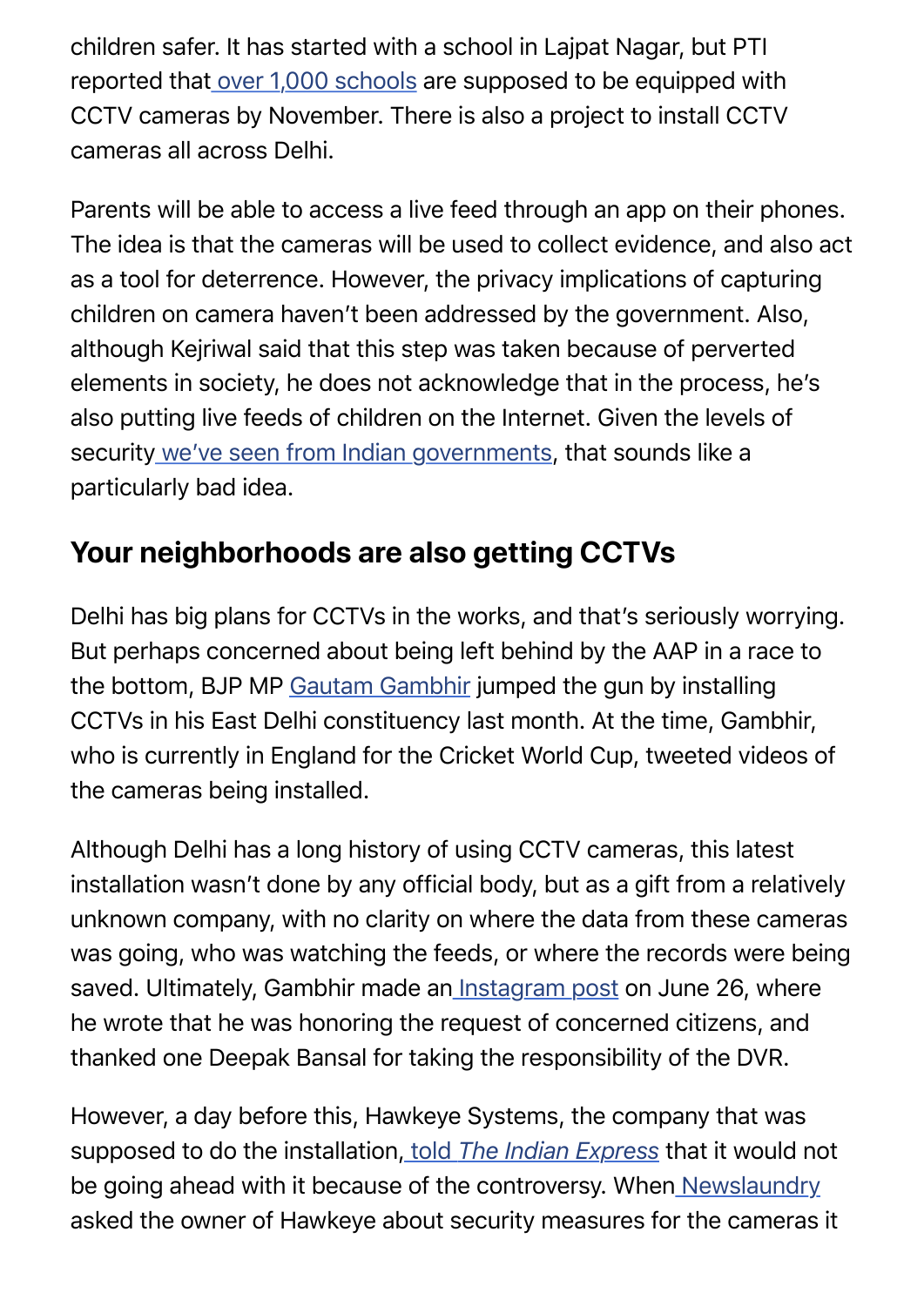children safer. It has started with a school in Lajpat Nagar, but PTI reported that over 1,000 schools are supposed to be equipped with CCTV cameras by November. There is also a project to install CCTV cameras all across Delhi.

Parents will be able to access a live feed through an app on their phones. The idea is that the cameras will be used to collect evidence, and also act as a tool for deterrence. However, the privacy implications of capturing children on camera haven't been addressed by the government. Also, although Kejriwal said that this step was taken because of perverted elements in society, he does not acknowledge that in the process, he's also putting live feeds of children on the Internet. Given the levels of security we've seen from Indian governments, that sounds like a particularly bad idea.

## Your neighborhoods are also getting CCTVs

Delhi has big plans for CCTVs in the works, and that's seriously worrying. But perhaps concerned about being left behind by the AAP in a race to the bottom, BJP MP Gautam Gambhir jumped the gun by installing CCTVs in his East Delhi constituency last month. At the time, Gambhir, who is currently in England for the Cricket World Cup, tweeted videos of the cameras being installed.

Although Delhi has a long history of using CCTV cameras, this latest installation wasn't done by any official body, but as a gift from a relatively unknown company, with no clarity on where the data from these cameras was going, who was watching the feeds, or where the records were being saved. Ultimately, Gambhir made an Instagram post on June 26, where he wrote that he was honoring the request of concerned citizens, and thanked one Deepak Bansal for taking the responsibility of the DVR.

However, a day before this, Hawkeye Systems, the company that was supposed to do the installation, told *The Indian Express* that it would not be going ahead with it because of the controversy. When Newslaundry asked the owner of Hawkeye about security measures for the cameras it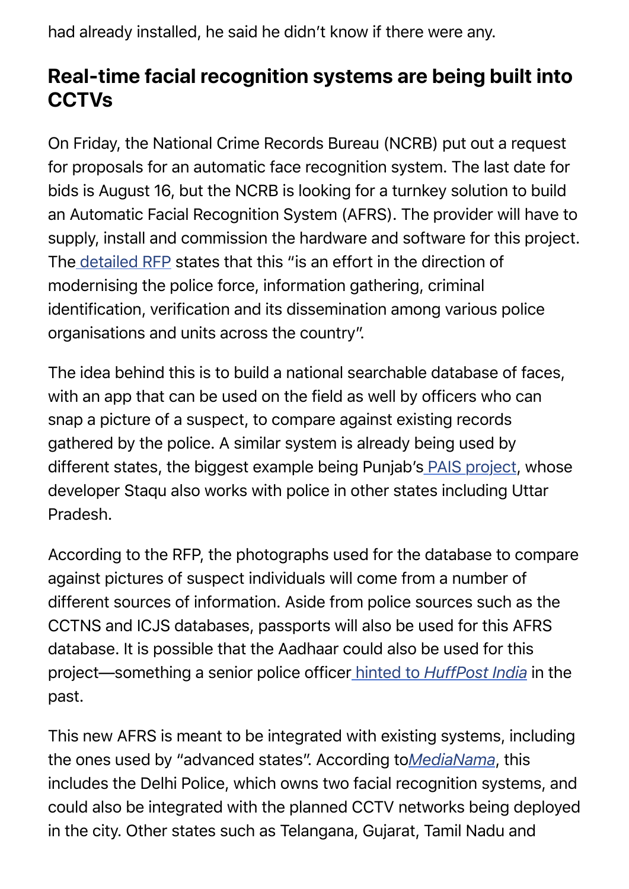had already installed, he said he didn't know if there were any.

## Real-time facial recognition systems are being built into CCTVs

On Friday, the National Crime Records Bureau (NCRB) put out a request for proposals for an automatic face recognition system. The last date for bids is August 16, but the NCRB is looking for a turnkey solution to build an Automatic Facial Recognition System (AFRS). The provider will have to supply, install and commission the hardware and software for this project. The detailed RFP states that this "is an effort in the direction of modernising the police force, information gathering, criminal identification, verification and its dissemination among various police organisations and units across the country".

The idea behind this is to build a national searchable database of faces, with an app that can be used on the field as well by officers who can snap a picture of a suspect, to compare against existing records gathered by the police. A similar system is already being used by different states, the biggest example being Punjab's PAIS project, whose developer Staqu also works with police in other states including Uttar Pradesh.

According to the RFP, the photographs used for the database to compare against pictures of suspect individuals will come from a number of different sources of information. Aside from police sources such as the CCTNS and ICJS databases, passports will also be used for this AFRS database. It is possible that the Aadhaar could also be used for this project—something a senior police officer hinted to *HuffPost India* in the past.

This new AFRS is meant to be integrated with existing systems, including the ones used by "advanced states". According to *MediaNama*, this includes the Delhi Police, which owns two facial recognition systems, and could also be integrated with the planned CCTV networks being deployed in the city. Other states such as Telangana, Gujarat, Tamil Nadu and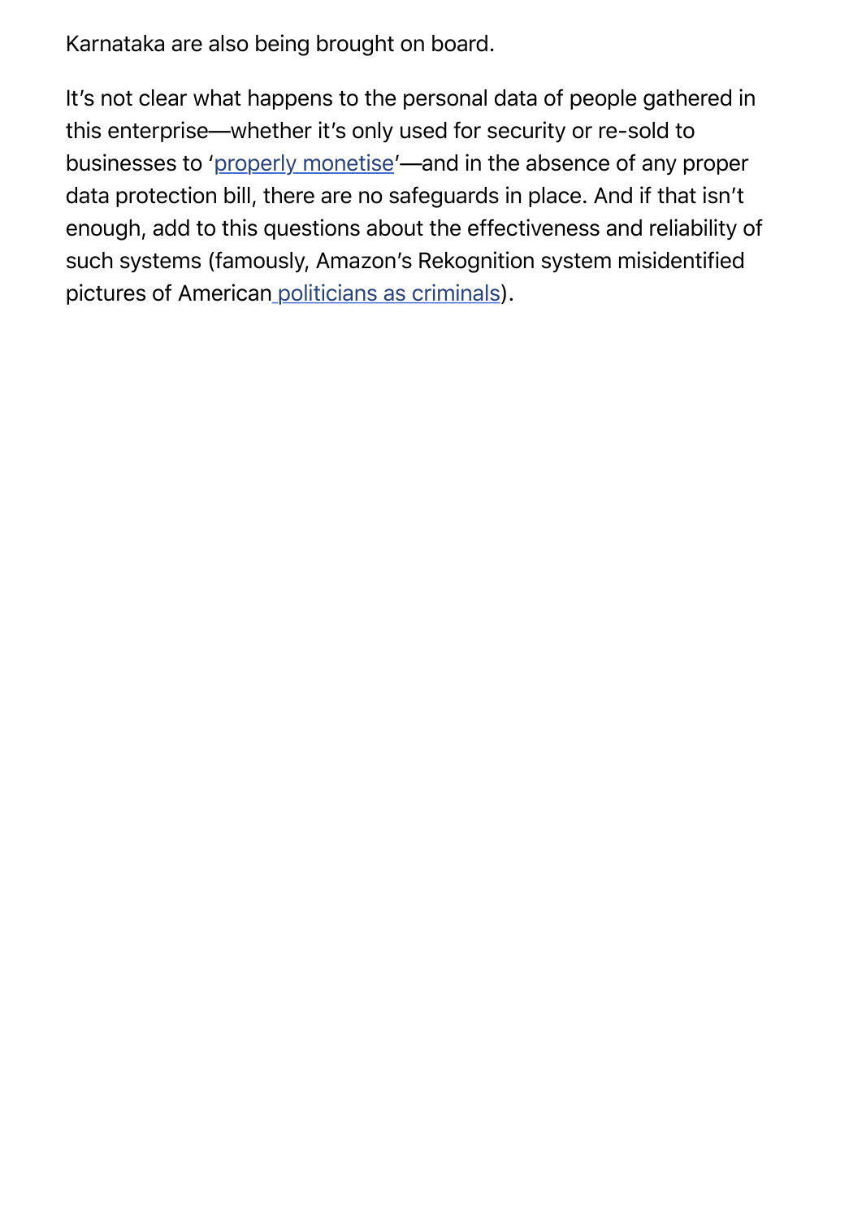Karnataka are also being brought on board.

It's not clear what happens to the personal data of people gathered in this enterprise—whether it's only used for security or re-sold to businesses to 'properly monetise'—and in the absence of any proper data protection bill, there are no safeguards in place. And if that isn't enough, add to this questions about the effectiveness and reliability of such systems (famously, Amazon's Rekognition system misidentified pictures of American politicians as criminals).